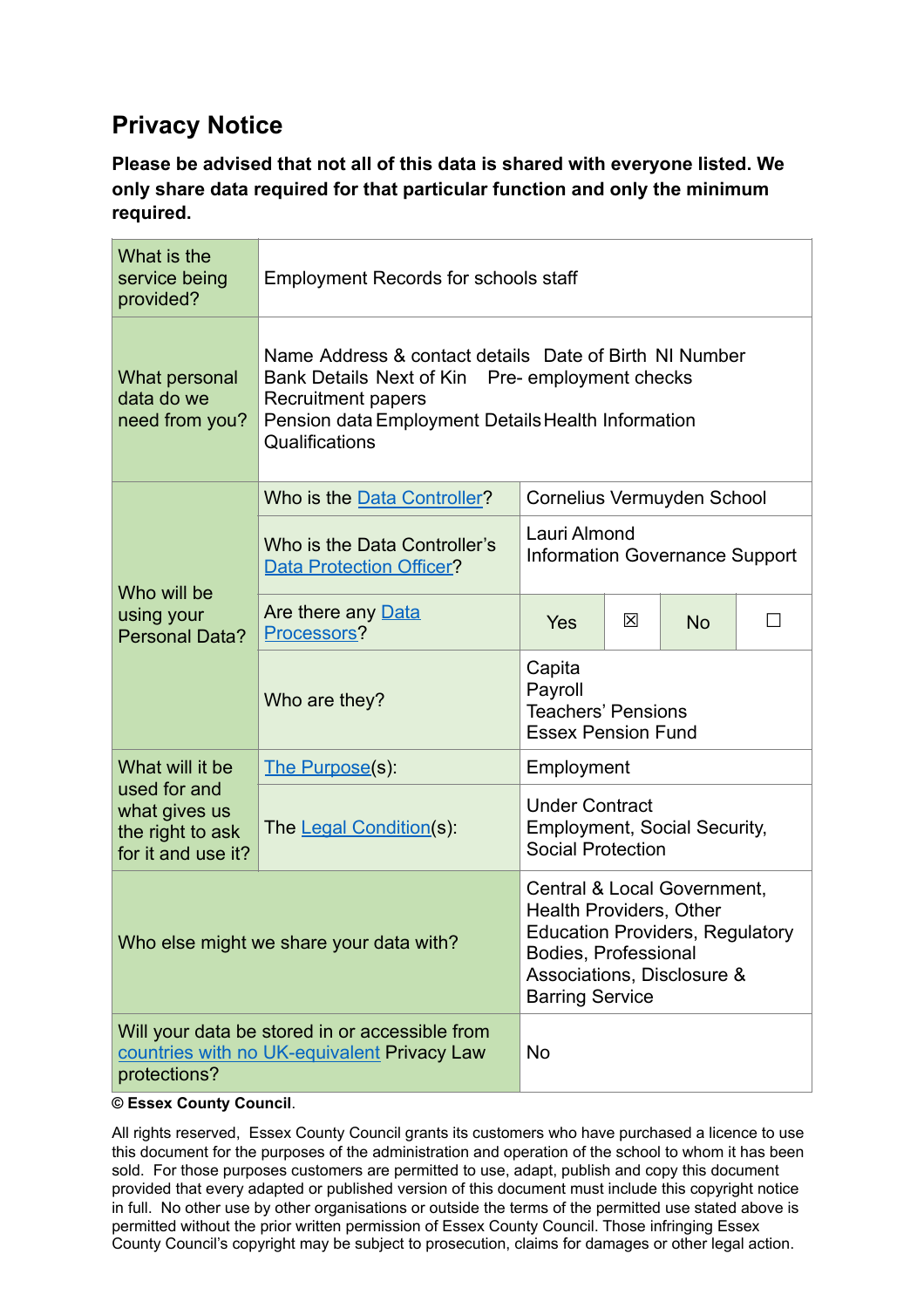## Privacy Notice

**Please be advised that not all of this data is shared with everyone listed. We only share data required for that particular function and only the minimum required.**

| | | | | | | |
|---|---|---|---|---|---|---|
| What is the service being provided? | Employment Records for schools staff | | | | | |
| What personal data do we need from you? | Name Address & contact details Date of Birth NI Number Bank Details Next of Kin Pre- employment checks Recruitment papers Pension data Employment Details Health Information Qualifications | | | | | |
| Who will be using your Personal Data? | Who is the [Data Controller]? | Cornelius Vermuyden School | | | | |
| | Who is the Data Controller's [Data Protection Officer]? | Lauri Almond Information Governance Support | | | | |
| | Are there any [Data Processors]? | Yes | ☒ | No | ☐ | |
| | Who are they? | Capita Payroll Teachers' Pensions Essex Pension Fund | | | | |
| What will it be used for and what gives us the right to ask for it and use it? | [The Purpose](s): | Employment | | | | |
| | The [Legal Condition](s): | Under Contract Employment, Social Security, Social Protection | | | | |
| Who else might we share your data with? | | Central & Local Government, Health Providers, Other Education Providers, Regulatory Bodies, Professional Associations, Disclosure & Barring Service | | | | |
| Will your data be stored in or accessible from [countries with no UK-equivalent] Privacy Law protections? | | No | | | | |

**© Essex County Council**.

All rights reserved, Essex County Council grants its customers who have purchased a licence to use this document for the purposes of the administration and operation of the school to whom it has been sold. For those purposes customers are permitted to use, adapt, publish and copy this document provided that every adapted or published version of this document must include this copyright notice in full. No other use by other organisations or outside the terms of the permitted use stated above is permitted without the prior written permission of Essex County Council. Those infringing Essex County Council's copyright may be subject to prosecution, claims for damages or other legal action.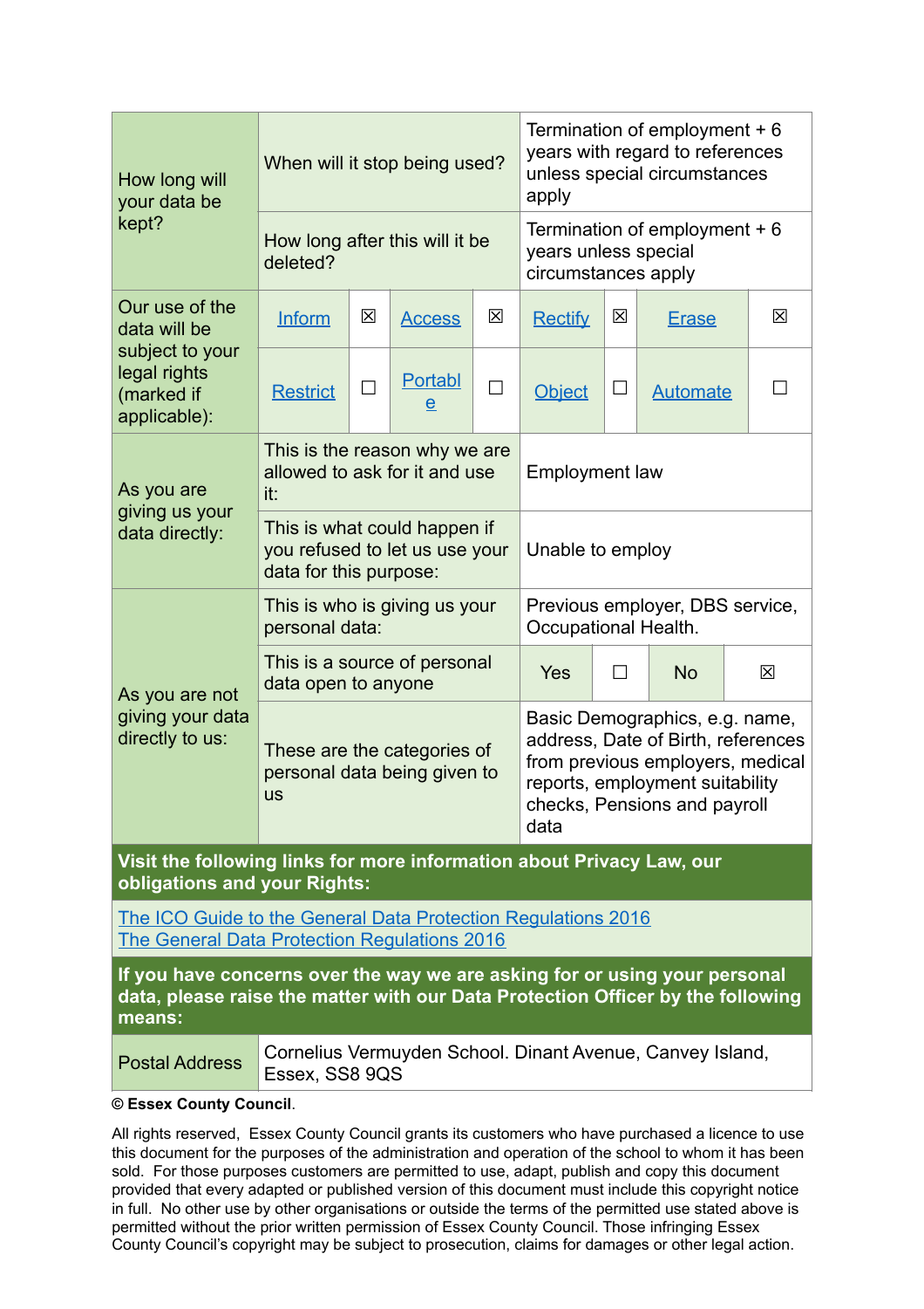| | | |
|---|---|---|
| How long will your data be kept? | When will it stop being used? | Termination of employment + 6 years with regard to references unless special circumstances apply |
| | How long after this will it be deleted? | Termination of employment + 6 years unless special circumstances apply |

| Our use of the data will be subject to your legal rights (marked if applicable): | | | | | | | | |
|---|---|---|---|---|---|---|---|---|
| | Inform | ☒ | Access | ☒ | Rectify | ☒ | Erase | ☒ |
| | Restrict | ☐ | Portable | ☐ | Object | ☐ | Automate | ☐ |

| | | |
|---|---|---|
| As you are giving us your data directly: | This is the reason why we are allowed to ask for it and use it: | Employment law |
| | This is what could happen if you refused to let us use your data for this purpose: | Unable to employ |
| As you are not giving your data directly to us: | This is who is giving us your personal data: | Previous employer, DBS service, Occupational Health. |
| | This is a source of personal data open to anyone | Yes ☐ No ☒ |
| | These are the categories of personal data being given to us | Basic Demographics, e.g. name, address, Date of Birth, references from previous employers, medical reports, employment suitability checks, Pensions and payroll data |

**Visit the following links for more information about Privacy Law, our obligations and your Rights:**

The ICO Guide to the General Data Protection Regulations 2016
The General Data Protection Regulations 2016

**If you have concerns over the way we are asking for or using your personal data, please raise the matter with our Data Protection Officer by the following means:**

| | |
|---|---|
| Postal Address | Cornelius Vermuyden School. Dinant Avenue, Canvey Island, Essex, SS8 9QS |

**© Essex County Council**.

All rights reserved, Essex County Council grants its customers who have purchased a licence to use this document for the purposes of the administration and operation of the school to whom it has been sold. For those purposes customers are permitted to use, adapt, publish and copy this document provided that every adapted or published version of this document must include this copyright notice in full. No other use by other organisations or outside the terms of the permitted use stated above is permitted without the prior written permission of Essex County Council. Those infringing Essex County Council's copyright may be subject to prosecution, claims for damages or other legal action.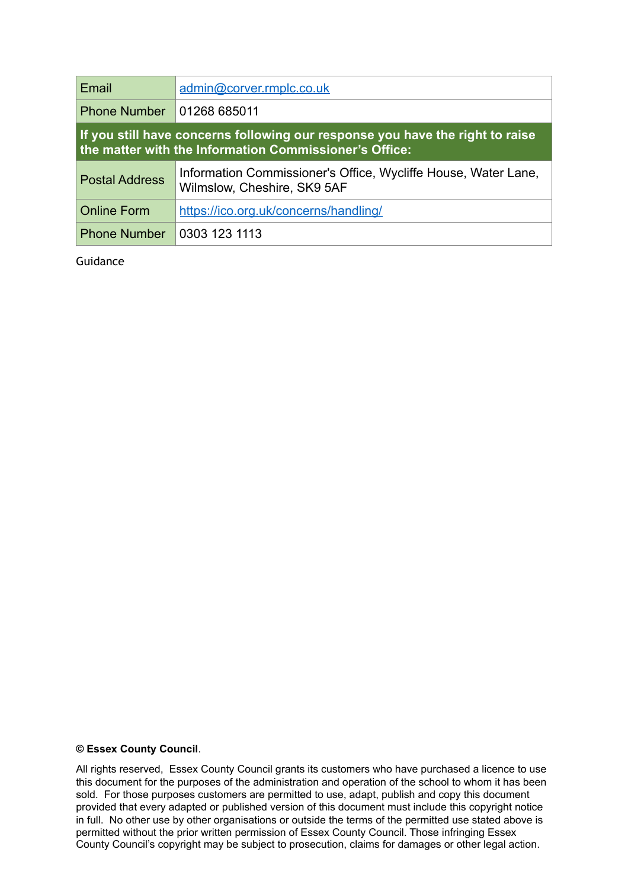| | |
|---|---|
| Email | admin@corver.rmplc.co.uk |
| Phone Number | 01268 685011 |
| **If you still have concerns following our response you have the right to raise the matter with the Information Commissioner's Office:** | |
| Postal Address | Information Commissioner's Office, Wycliffe House, Water Lane, Wilmslow, Cheshire, SK9 5AF |
| Online Form | https://ico.org.uk/concerns/handling/ |
| Phone Number | 0303 123 1113 |

Guidance

**© Essex County Council**.

All rights reserved, Essex County Council grants its customers who have purchased a licence to use this document for the purposes of the administration and operation of the school to whom it has been sold. For those purposes customers are permitted to use, adapt, publish and copy this document provided that every adapted or published version of this document must include this copyright notice in full. No other use by other organisations or outside the terms of the permitted use stated above is permitted without the prior written permission of Essex County Council. Those infringing Essex County Council's copyright may be subject to prosecution, claims for damages or other legal action.